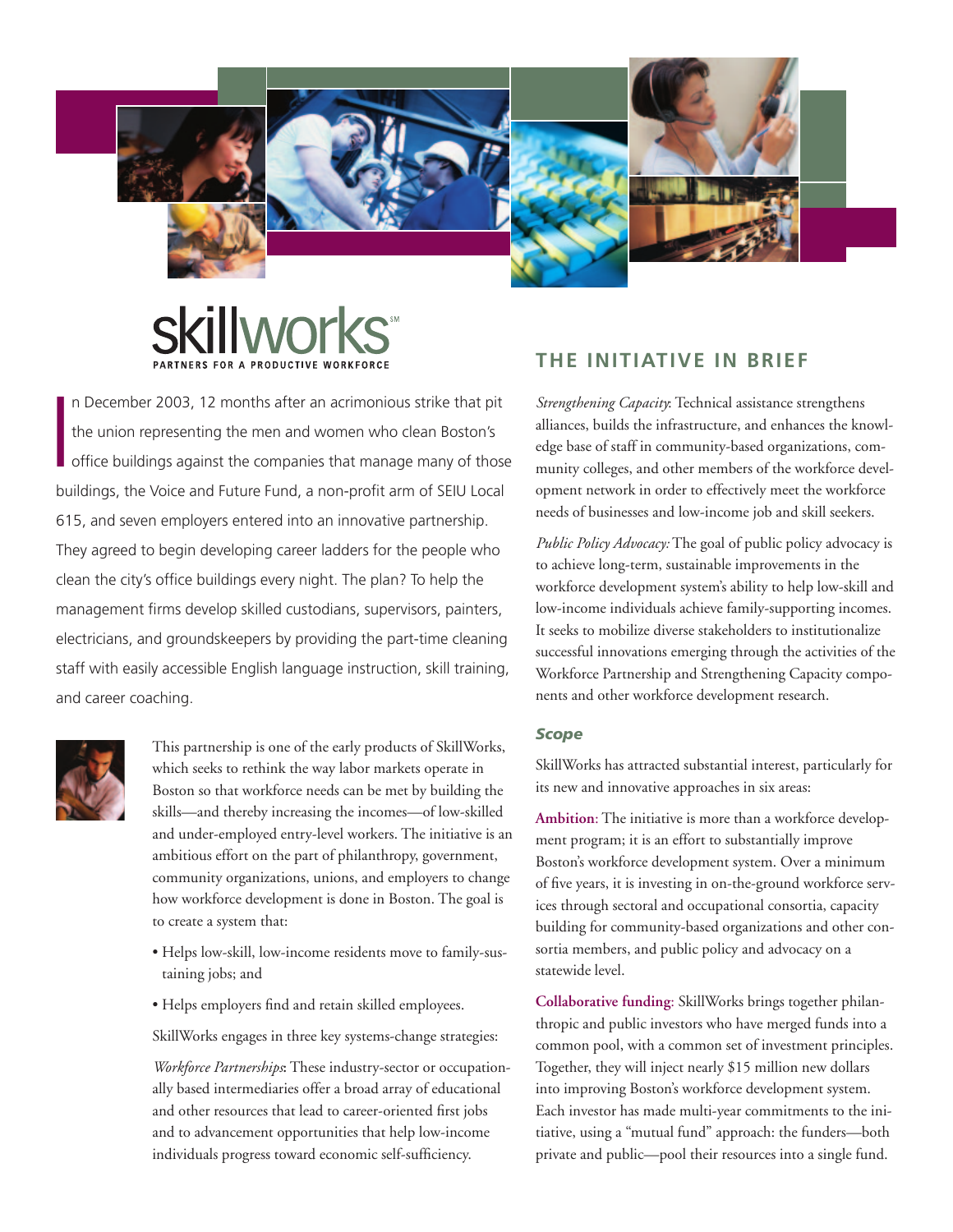# skillworks℠

PARTNERS FOR A PRODUCTIVE WORKFORCE

In December 2003, 12 months after an acrimonious strike that pit the union representing the men and women who clean Boston's office buildings against the companies that manage many of those buildings, the Voice and Future Fund, a non-profit arm of SEIU Local 615, and seven employers entered into an innovative partnership. They agreed to begin developing career ladders for the people who clean the city's office buildings every night. The plan? To help the management firms develop skilled custodians, supervisors, painters, electricians, and groundskeepers by providing the part-time cleaning staff with easily accessible English language instruction, skill training, and career coaching.

This partnership is one of the early products of SkillWorks, which seeks to rethink the way labor markets operate in Boston so that workforce needs can be met by building the skills—and thereby increasing the incomes—of low-skilled and under-employed entry-level workers. The initiative is an ambitious effort on the part of philanthropy, government, community organizations, unions, and employers to change how workforce development is done in Boston. The goal is to create a system that:

- Helps low-skill, low-income residents move to family-sustaining jobs; and
- Helps employers find and retain skilled employees.

SkillWorks engages in three key systems-change strategies:

*Workforce Partnerships*: These industry-sector or occupationally based intermediaries offer a broad array of educational and other resources that lead to career-oriented first jobs and to advancement opportunities that help low-income individuals progress toward economic self-sufficiency.

## THE INITIATIVE IN BRIEF

*Strengthening Capacity*: Technical assistance strengthens alliances, builds the infrastructure, and enhances the knowledge base of staff in community-based organizations, community colleges, and other members of the workforce development network in order to effectively meet the workforce needs of businesses and low-income job and skill seekers.

*Public Policy Advocacy:* The goal of public policy advocacy is to achieve long-term, sustainable improvements in the workforce development system's ability to help low-skill and low-income individuals achieve family-supporting incomes. It seeks to mobilize diverse stakeholders to institutionalize successful innovations emerging through the activities of the Workforce Partnership and Strengthening Capacity components and other workforce development research.

### *Scope*

SkillWorks has attracted substantial interest, particularly for its new and innovative approaches in six areas:

**Ambition**: The initiative is more than a workforce development program; it is an effort to substantially improve Boston's workforce development system. Over a minimum of five years, it is investing in on-the-ground workforce services through sectoral and occupational consortia, capacity building for community-based organizations and other consortia members, and public policy and advocacy on a statewide level.

**Collaborative funding**: SkillWorks brings together philanthropic and public investors who have merged funds into a common pool, with a common set of investment principles. Together, they will inject nearly $15 million new dollars into improving Boston's workforce development system. Each investor has made multi-year commitments to the initiative, using a "mutual fund" approach: the funders—both private and public—pool their resources into a single fund.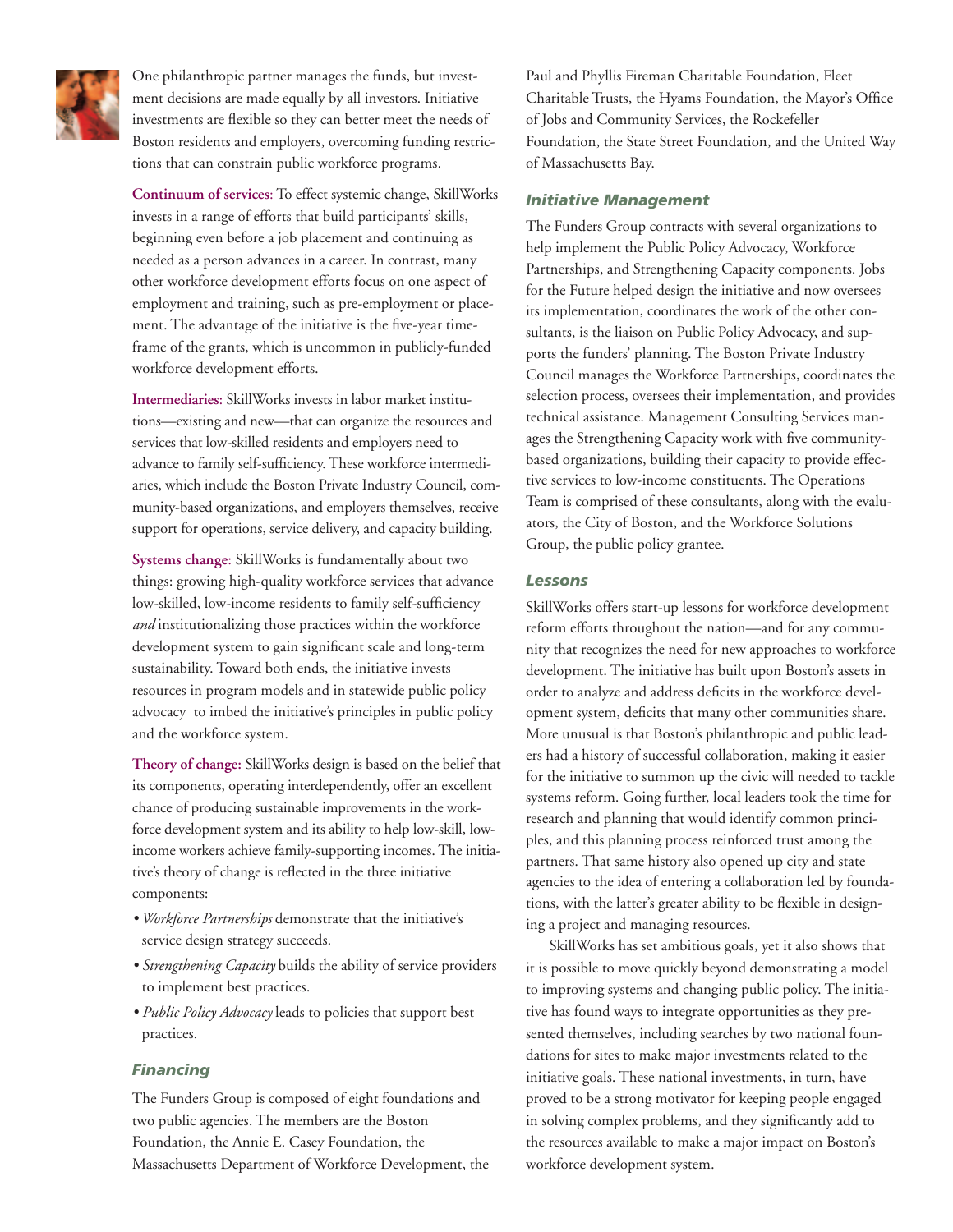One philanthropic partner manages the funds, but investment decisions are made equally by all investors. Initiative investments are flexible so they can better meet the needs of Boston residents and employers, overcoming funding restrictions that can constrain public workforce programs.

**Continuum of services**: To effect systemic change, SkillWorks invests in a range of efforts that build participants' skills, beginning even before a job placement and continuing as needed as a person advances in a career. In contrast, many other workforce development efforts focus on one aspect of employment and training, such as pre-employment or placement. The advantage of the initiative is the five-year timeframe of the grants, which is uncommon in publicly-funded workforce development efforts.

**Intermediaries**: SkillWorks invests in labor market institutions—existing and new—that can organize the resources and services that low-skilled residents and employers need to advance to family self-sufficiency. These workforce intermediaries, which include the Boston Private Industry Council, community-based organizations, and employers themselves, receive support for operations, service delivery, and capacity building.

**Systems change**: SkillWorks is fundamentally about two things: growing high-quality workforce services that advance low-skilled, low-income residents to family self-sufficiency *and* institutionalizing those practices within the workforce development system to gain significant scale and long-term sustainability. Toward both ends, the initiative invests resources in program models and in statewide public policy advocacy to imbed the initiative's principles in public policy and the workforce system.

**Theory of change:** SkillWorks design is based on the belief that its components, operating interdependently, offer an excellent chance of producing sustainable improvements in the workforce development system and its ability to help low-skill, low-income workers achieve family-supporting incomes. The initiative's theory of change is reflected in the three initiative components:

- *Workforce Partnerships* demonstrate that the initiative's service design strategy succeeds.
- *Strengthening Capacity* builds the ability of service providers to implement best practices.
- *Public Policy Advocacy* leads to policies that support best practices.

### Financing

The Funders Group is composed of eight foundations and two public agencies. The members are the Boston Foundation, the Annie E. Casey Foundation, the Massachusetts Department of Workforce Development, the Paul and Phyllis Fireman Charitable Foundation, Fleet Charitable Trusts, the Hyams Foundation, the Mayor's Office of Jobs and Community Services, the Rockefeller Foundation, the State Street Foundation, and the United Way of Massachusetts Bay.

### Initiative Management

The Funders Group contracts with several organizations to help implement the Public Policy Advocacy, Workforce Partnerships, and Strengthening Capacity components. Jobs for the Future helped design the initiative and now oversees its implementation, coordinates the work of the other consultants, is the liaison on Public Policy Advocacy, and supports the funders' planning. The Boston Private Industry Council manages the Workforce Partnerships, coordinates the selection process, oversees their implementation, and provides technical assistance. Management Consulting Services manages the Strengthening Capacity work with five community-based organizations, building their capacity to provide effective services to low-income constituents. The Operations Team is comprised of these consultants, along with the evaluators, the City of Boston, and the Workforce Solutions Group, the public policy grantee.

### Lessons

SkillWorks offers start-up lessons for workforce development reform efforts throughout the nation—and for any community that recognizes the need for new approaches to workforce development. The initiative has built upon Boston's assets in order to analyze and address deficits in the workforce development system, deficits that many other communities share. More unusual is that Boston's philanthropic and public leaders had a history of successful collaboration, making it easier for the initiative to summon up the civic will needed to tackle systems reform. Going further, local leaders took the time for research and planning that would identify common principles, and this planning process reinforced trust among the partners. That same history also opened up city and state agencies to the idea of entering a collaboration led by foundations, with the latter's greater ability to be flexible in designing a project and managing resources.

SkillWorks has set ambitious goals, yet it also shows that it is possible to move quickly beyond demonstrating a model to improving systems and changing public policy. The initiative has found ways to integrate opportunities as they presented themselves, including searches by two national foundations for sites to make major investments related to the initiative goals. These national investments, in turn, have proved to be a strong motivator for keeping people engaged in solving complex problems, and they significantly add to the resources available to make a major impact on Boston's workforce development system.